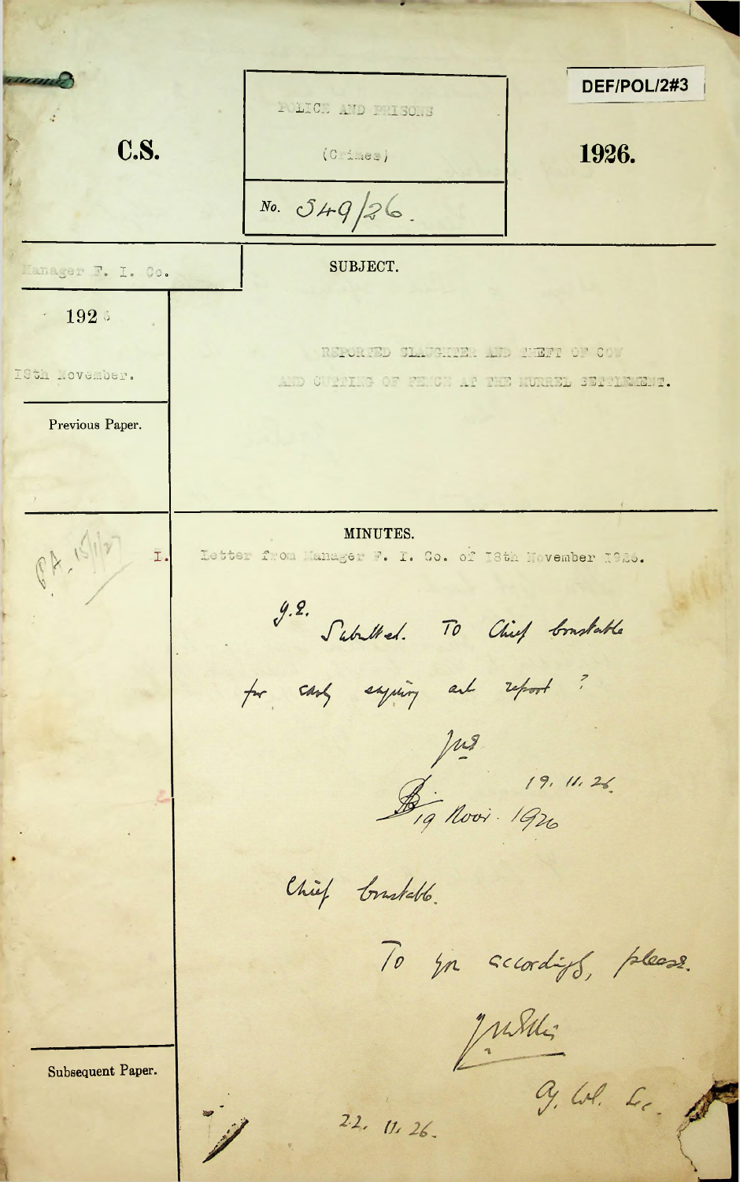DEF/POL/2#3

**C.S.**

POLICE AND PRISONS

(Crimes)

No. 549/26.

**1926.**

Manager F. I. Co.

192 6

18th November.

SUBJECT.

REPORTED SLAUGHTER AND THEFT OF COW AND CUTTING OF FENCE AT THE MURREL SETTLEMENT.

Previous Paper.

MINUTES.

PA 15/1/27

I. Letter from Manager F. I. Co. of 18th November 1926.

g.e. Submitted. To Chief Constable for early enquiry and report?

J.M.S. 19. 11. 26

19 Nov. 1926

Chief Constable.

To you accordingly, please.

J. M. Stelin

Ag. Col. Sec.

22. 11. 26.

Subsequent Paper.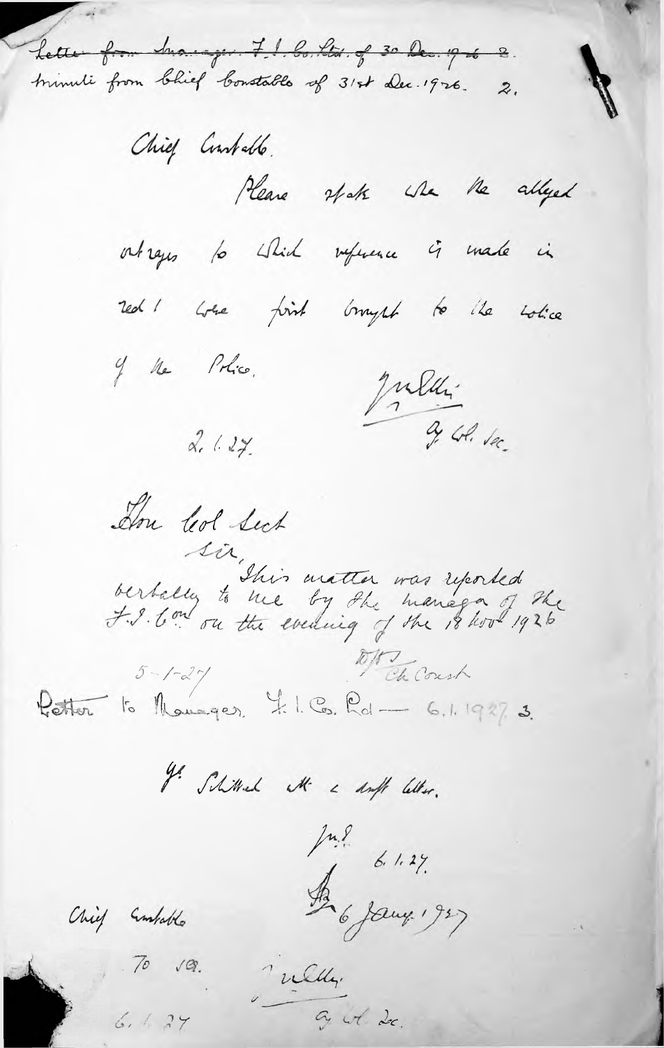~~Letter from Manager F.I. Co. Ltd. of 30 Dec. 1926 1.~~
Minute from Chief Constable of 31st Dec. 1926. 2.

Chief Constable.

Please state when the alleged outrages to which reference is made in red 1 were first brought to the notice of the Police.

2.1.27.

[signature]
Ag. Col. Sec.

Hon Col Sect

Sir,
This matter was reported verbally to me by the manager of the F.I. Co. on the evening of the 18 Nov 1926

5-1-27

[signature] Ch Const

Letter to Manager F.I. Co. Ltd — 6.1.1927. 3.

H.E. Submitted with a draft letter.

[initials] 6.1.27.

[initials] 6 Jany 1927

Chief Constable

To see.

6.1.27

[signature]
Ag. Col. Sec.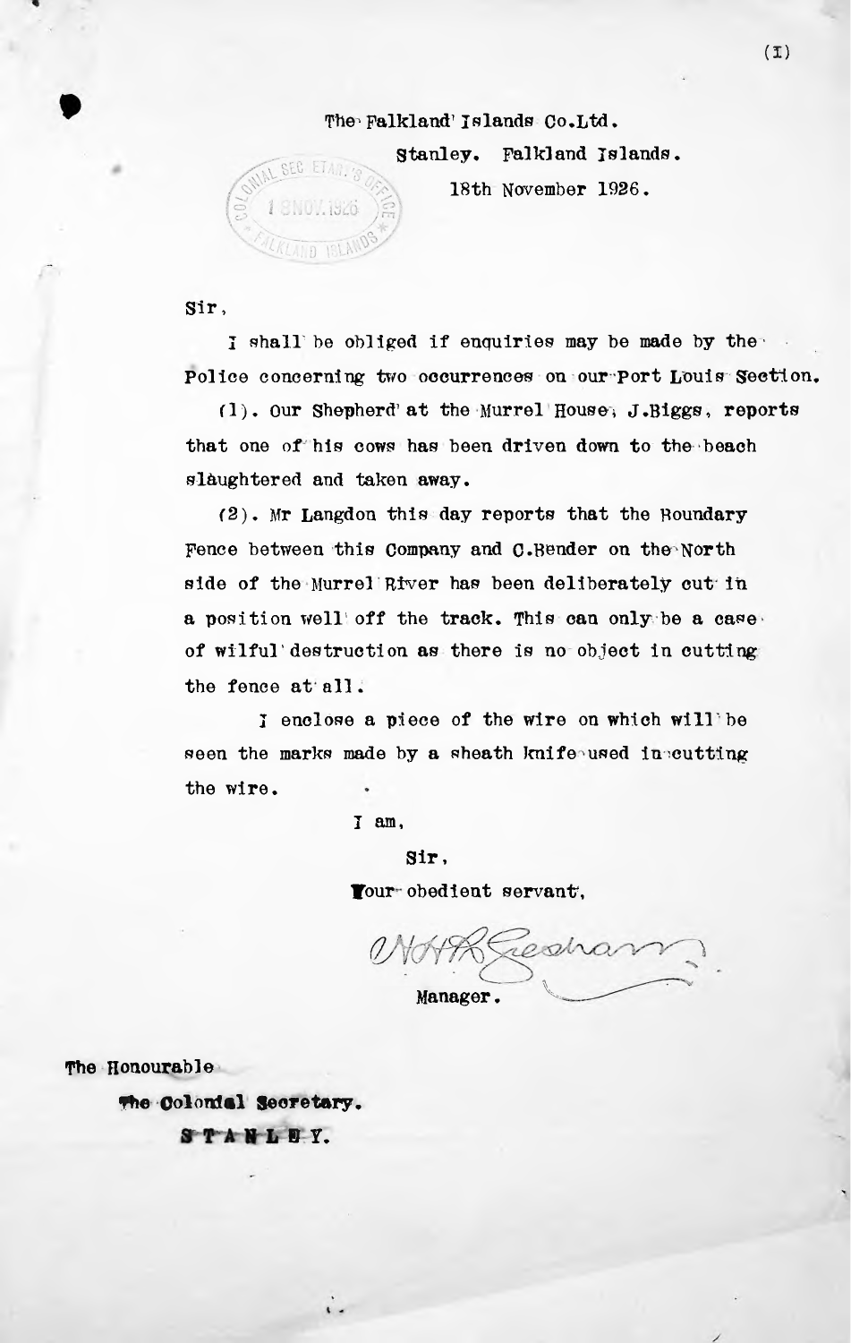The Falkland Islands Co.Ltd.

Stanley. Falkland Islands.

18th November 1926.

COLONIAL SECRETARY'S OFFICE
18 NOV. 1926
FALKLAND ISLANDS

Sir,

I shall be obliged if enquiries may be made by the Police concerning two occurrences on our Port Louis Section.

(1). Our Shepherd at the Murrel House, J.Biggs, reports that one of his cows has been driven down to the beach slaughtered and taken away.

(2). Mr Langdon this day reports that the Boundary Fence between this Company and C.Bender on the North side of the Murrel River has been deliberately cut in a position well off the track. This can only be a case of wilful destruction as there is no object in cutting the fence at all.

I enclose a piece of the wire on which will be seen the marks made by a sheath knife used in cutting the wire.

I am,

Sir,

Your obedient servant,

W.H.R. Gresham

Manager.

The Honourable

The Colonial Secretary.

STANLEY.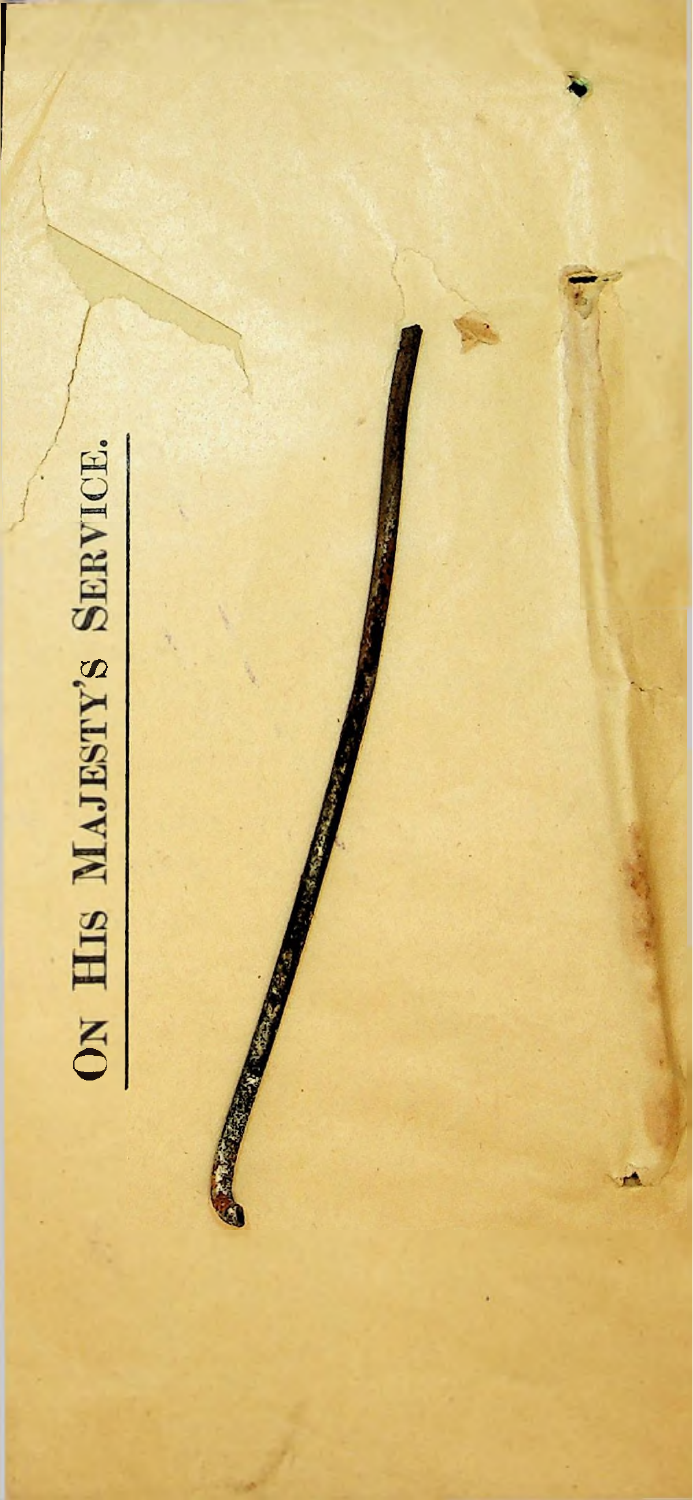ON HIS MAJESTY'S SERVICE.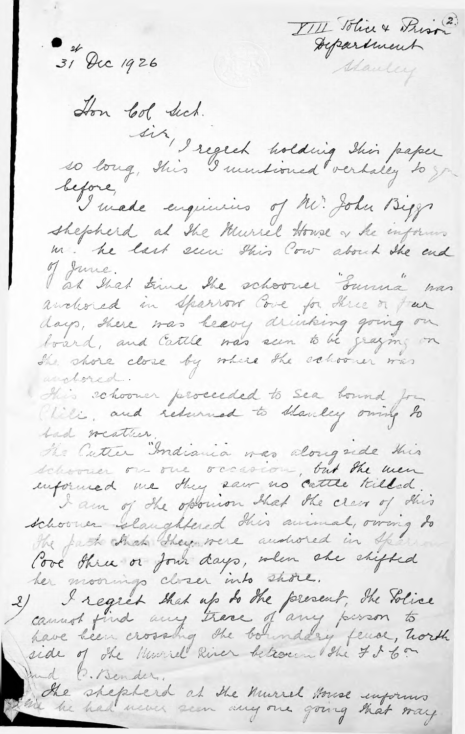VIII Police & Prison Department

Stanley

24
31 Dec 1926

Hon Col Sect.

Sir, I regret holding this paper so long, this I mentioned verbally to you before,

I made enquiries of Mr. John Biggs shepherd at the Murrel House & he informs me he last seen this Cow about the end of June.

At that time the schooner "Emma" was anchored in Sparrow Cove for three or four days, there was heavy drinking going on board, and Cattle was seen to be grazing on the shore close by where the schooner was anchored.

This schooner proceeded to sea bound for Chili, and returned to Stanley owing to bad weather.

The Cutter "Indiana" was alongside this schooner on one occasion, but the men informed me they saw no cattle killed.

I am of the opinion that the crew of this schooner slaughtered this animal, owing to the fact that they were anchored in Sparrow Cove three or four days, when she shifted her moorings closer into shore.

2) I regret that up to the present, the Police cannot find any trace of any person to have been crossing the boundary fence, North side of the Murrel River between the F I Co and C. Bender.

The shepherd at the Murrel House informs me he had never seen any one going that way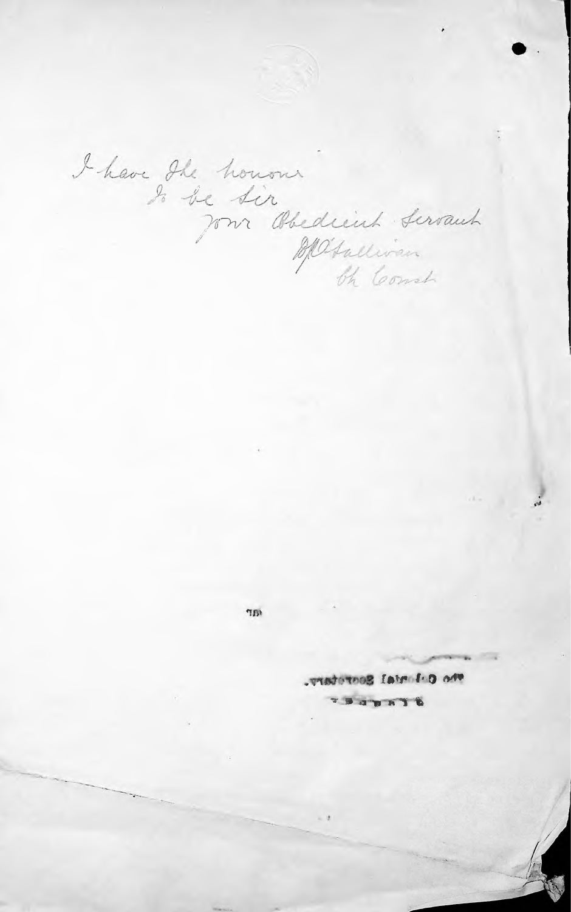I have the honour
to be Sir
Your Obedient Servant
D.J. O'Sullivan
Ch Const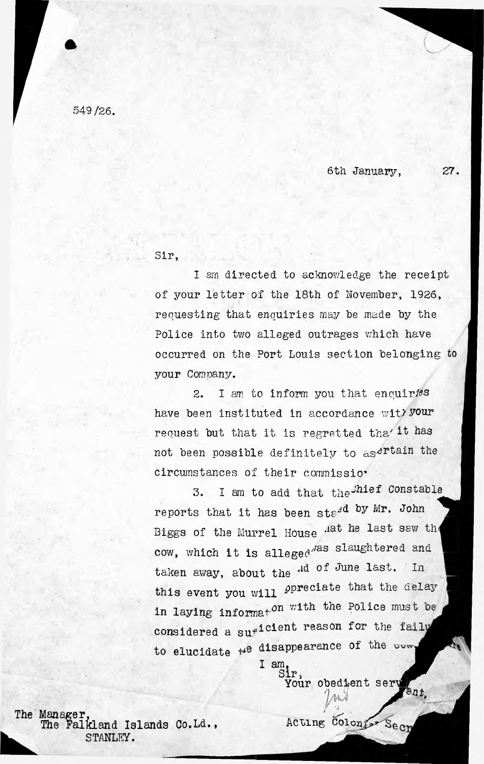549/26.

6th January, 27.

Sir,

I am directed to acknowledge the receipt of your letter of the 18th of November, 1926, requesting that enquiries may be made by the Police into two alleged outrages which have occurred on the Port Louis section belonging to your Company.

2. I am to inform you that enquiries have been instituted in accordance with your request but that it is regretted that it has not been possible definitely to ascertain the circumstances of their commission.

3. I am to add that the Chief Constable reports that it has been stated by Mr. John Biggs of the Murrel House that he last saw the cow, which it is alleged was slaughtered and taken away, about the 2nd of June last. In this event you will appreciate that the delay in laying information with the Police must be considered a sufficient reason for the failure to elucidate the disappearance of the cow.

I am,
Sir,
Your obedient servant,

Acting Colonial Secretary

The Manager,
The Falkland Islands Co.Ld.,
STANLEY.